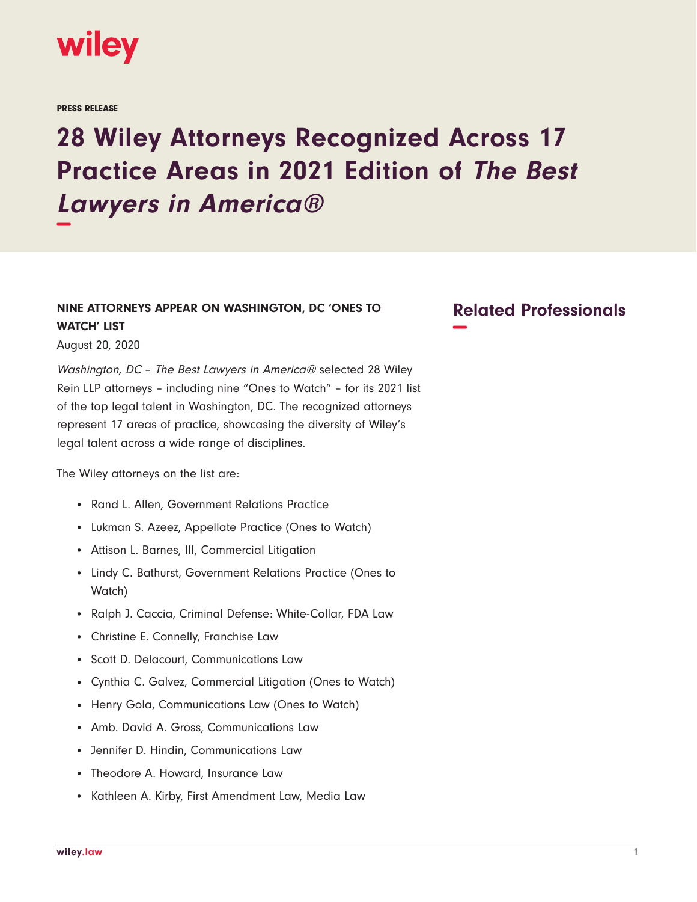PRESS RELEASE

# 28 Wiley Attorneys Recognized Across 17 Practice Areas in 2021 Edition of *The Best Lawyers in America®*

### NINE ATTORNEYS APPEAR ON WASHINGTON, DC 'ONES TO WATCH' LIST

August 20, 2020

*Washington, DC* – *The Best Lawyers in America®* selected 28 Wiley Rein LLP attorneys – including nine "Ones to Watch" – for its 2021 list of the top legal talent in Washington, DC. The recognized attorneys represent 17 areas of practice, showcasing the diversity of Wiley's legal talent across a wide range of disciplines.

The Wiley attorneys on the list are:

- Rand L. Allen, Government Relations Practice
- Lukman S. Azeez, Appellate Practice (Ones to Watch)
- Attison L. Barnes, III, Commercial Litigation
- Lindy C. Bathurst, Government Relations Practice (Ones to Watch)
- Ralph J. Caccia, Criminal Defense: White-Collar, FDA Law
- Christine E. Connelly, Franchise Law
- Scott D. Delacourt, Communications Law
- Cynthia C. Galvez, Commercial Litigation (Ones to Watch)
- Henry Gola, Communications Law (Ones to Watch)
- Amb. David A. Gross, Communications Law
- Jennifer D. Hindin, Communications Law
- Theodore A. Howard, Insurance Law
- Kathleen A. Kirby, First Amendment Law, Media Law

## Related Professionals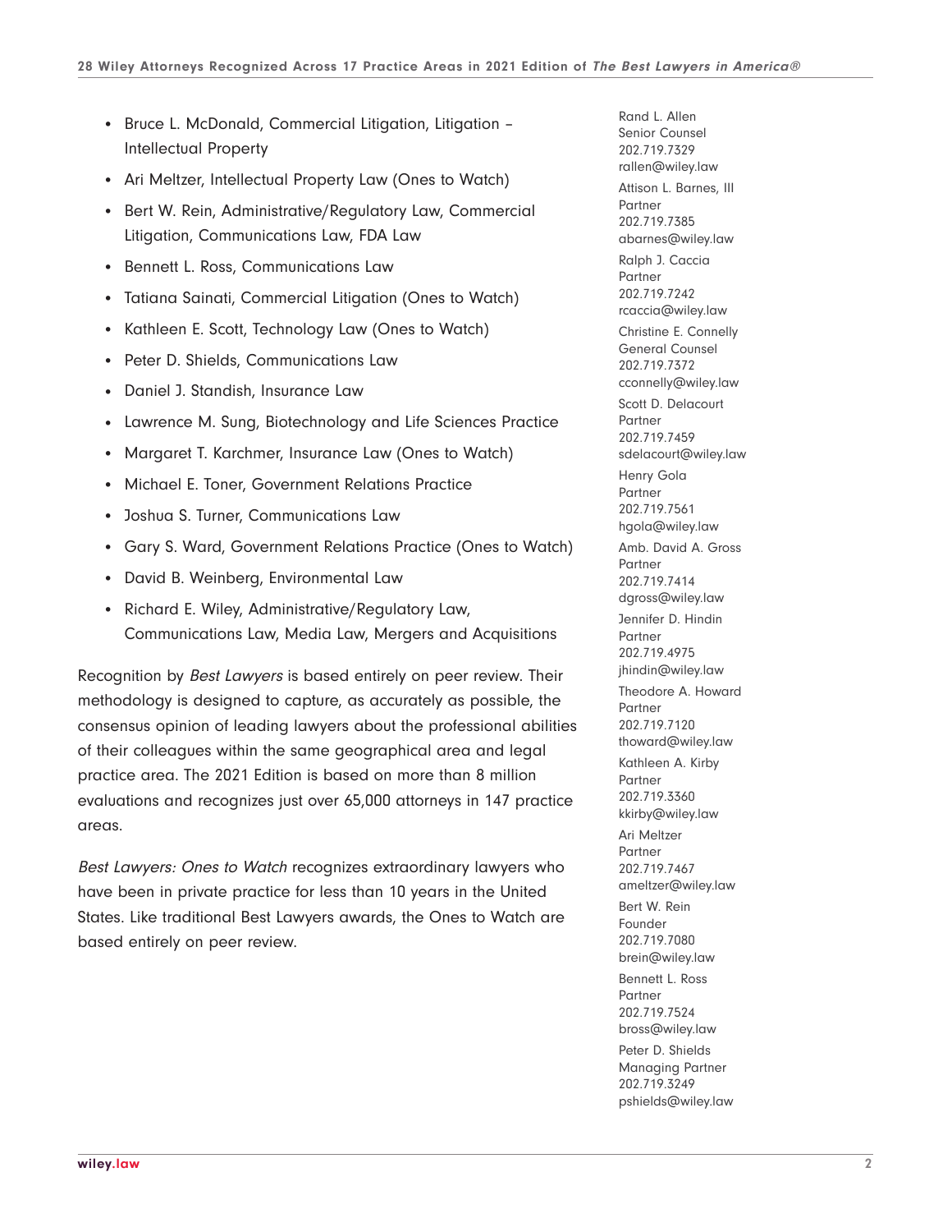- Bruce L. McDonald, Commercial Litigation, Litigation – Intellectual Property
- Ari Meltzer, Intellectual Property Law (Ones to Watch)
- Bert W. Rein, Administrative/Regulatory Law, Commercial Litigation, Communications Law, FDA Law
- Bennett L. Ross, Communications Law
- Tatiana Sainati, Commercial Litigation (Ones to Watch)
- Kathleen E. Scott, Technology Law (Ones to Watch)
- Peter D. Shields, Communications Law
- Daniel J. Standish, Insurance Law
- Lawrence M. Sung, Biotechnology and Life Sciences Practice
- Margaret T. Karchmer, Insurance Law (Ones to Watch)
- Michael E. Toner, Government Relations Practice
- Joshua S. Turner, Communications Law
- Gary S. Ward, Government Relations Practice (Ones to Watch)
- David B. Weinberg, Environmental Law
- Richard E. Wiley, Administrative/Regulatory Law, Communications Law, Media Law, Mergers and Acquisitions

Recognition by *Best Lawyers* is based entirely on peer review. Their methodology is designed to capture, as accurately as possible, the consensus opinion of leading lawyers about the professional abilities of their colleagues within the same geographical area and legal practice area. The 2021 Edition is based on more than 8 million evaluations and recognizes just over 65,000 attorneys in 147 practice areas.

*Best Lawyers: Ones to Watch* recognizes extraordinary lawyers who have been in private practice for less than 10 years in the United States. Like traditional Best Lawyers awards, the Ones to Watch are based entirely on peer review.

Rand L. Allen
Senior Counsel
202.719.7329
rallen@wiley.law

Attison L. Barnes, III
Partner
202.719.7385
abarnes@wiley.law

Ralph J. Caccia
Partner
202.719.7242
rcaccia@wiley.law

Christine E. Connelly
General Counsel
202.719.7372
cconnelly@wiley.law

Scott D. Delacourt
Partner
202.719.7459
sdelacourt@wiley.law

Henry Gola
Partner
202.719.7561
hgola@wiley.law

Amb. David A. Gross
Partner
202.719.7414
dgross@wiley.law

Jennifer D. Hindin
Partner
202.719.4975
jhindin@wiley.law

Theodore A. Howard
Partner
202.719.7120
thoward@wiley.law

Kathleen A. Kirby
Partner
202.719.3360
kkirby@wiley.law

Ari Meltzer
Partner
202.719.7467
ameltzer@wiley.law

Bert W. Rein
Founder
202.719.7080
brein@wiley.law

Bennett L. Ross
Partner
202.719.7524
bross@wiley.law

Peter D. Shields
Managing Partner
202.719.3249
pshields@wiley.law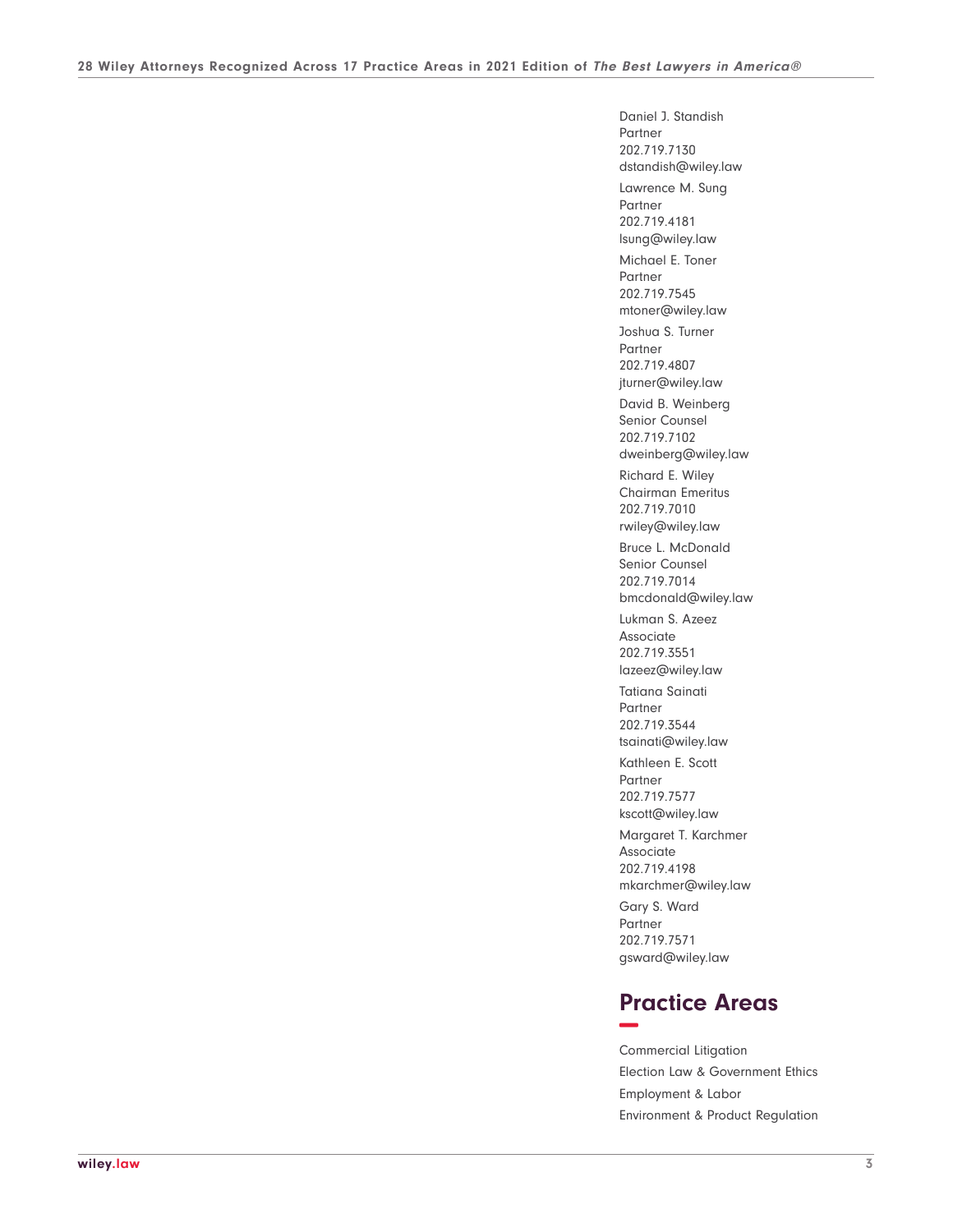Daniel J. Standish
Partner
202.719.7130
dstandish@wiley.law

Lawrence M. Sung
Partner
202.719.4181
lsung@wiley.law

Michael E. Toner
Partner
202.719.7545
mtoner@wiley.law

Joshua S. Turner
Partner
202.719.4807
jturner@wiley.law

David B. Weinberg
Senior Counsel
202.719.7102
dweinberg@wiley.law

Richard E. Wiley
Chairman Emeritus
202.719.7010
rwiley@wiley.law

Bruce L. McDonald
Senior Counsel
202.719.7014
bmcdonald@wiley.law

Lukman S. Azeez
Associate
202.719.3551
lazeez@wiley.law

Tatiana Sainati
Partner
202.719.3544
tsainati@wiley.law

Kathleen E. Scott
Partner
202.719.7577
kscott@wiley.law

Margaret T. Karchmer
Associate
202.719.4198
mkarchmer@wiley.law

Gary S. Ward
Partner
202.719.7571
gsward@wiley.law

## Practice Areas

Commercial Litigation

Election Law & Government Ethics

Employment & Labor

Environment & Product Regulation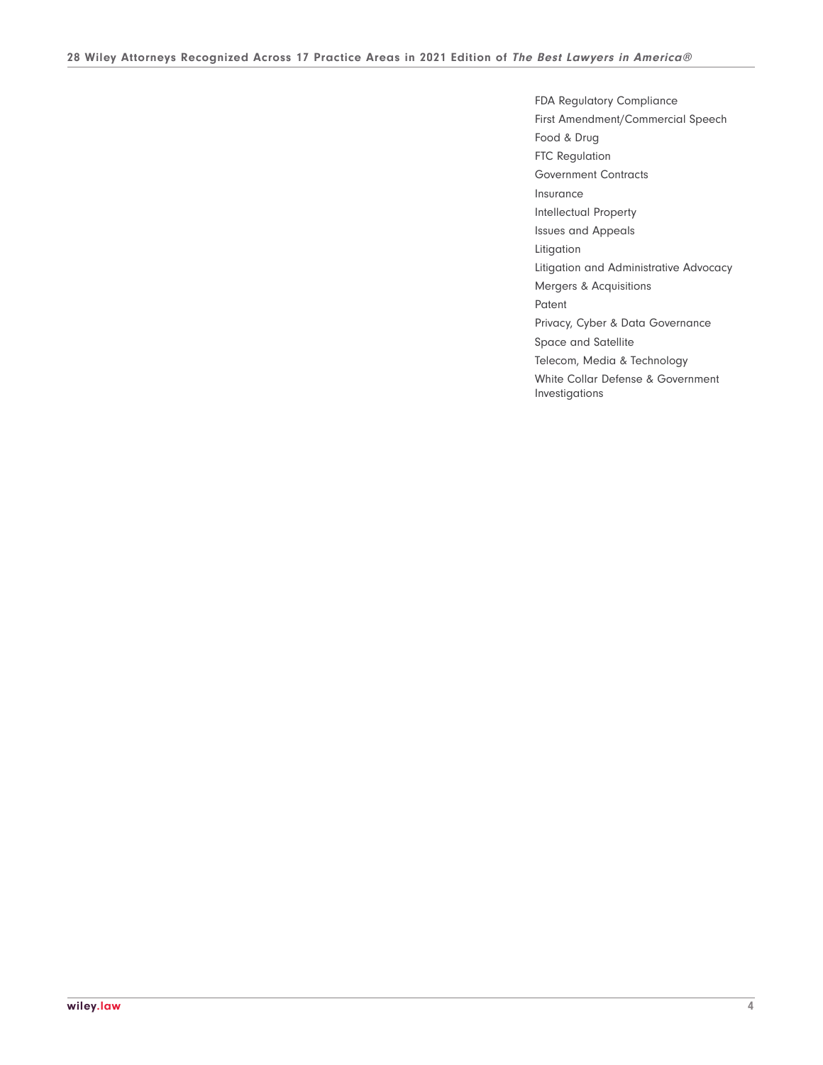FDA Regulatory Compliance

First Amendment/Commercial Speech

Food & Drug

FTC Regulation

Government Contracts

Insurance

Intellectual Property

Issues and Appeals

Litigation

Litigation and Administrative Advocacy

Mergers & Acquisitions

Patent

Privacy, Cyber & Data Governance

Space and Satellite

Telecom, Media & Technology

White Collar Defense & Government Investigations